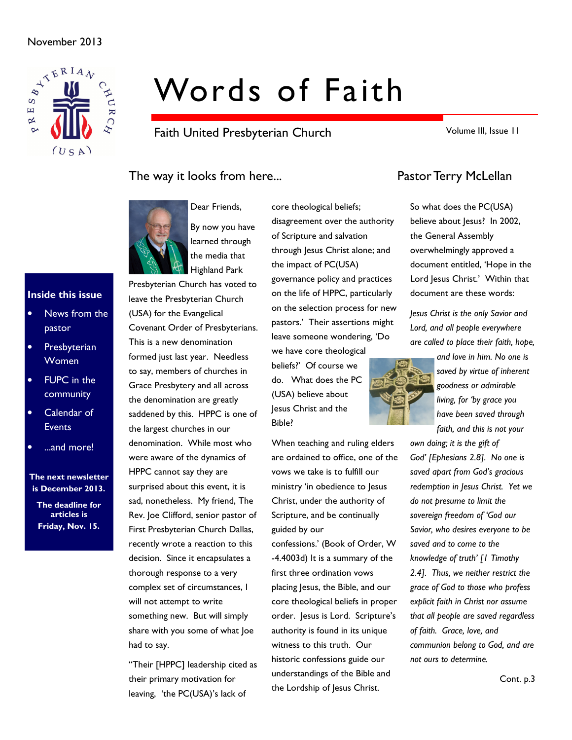November 2013

# Words of Faith

Faith United Presbyterian Church

Volume III, Issue 11

**Inside this issue**

- News from the pastor
- Presbyterian Women
- FUPC in the community
- Calendar of Events
- ...and more!

**The next newsletter is December 2013.**

**The deadline for articles is Friday, Nov. 15.**

## The way it looks from here... Pastor Terry McLellan

Dear Friends,

By now you have learned through the media that Highland Park Presbyterian Church has voted to leave the Presbyterian Church (USA) for the Evangelical Covenant Order of Presbyterians. This is a new denomination formed just last year. Needless to say, members of churches in Grace Presbytery and all across the denomination are greatly saddened by this. HPPC is one of the largest churches in our denomination. While most who were aware of the dynamics of HPPC cannot say they are surprised about this event, it is sad, nonetheless. My friend, The Rev. Joe Clifford, senior pastor of First Presbyterian Church Dallas, recently wrote a reaction to this decision. Since it encapsulates a thorough response to a very complex set of circumstances, I will not attempt to write something new. But will simply share with you some of what Joe had to say.

"Their [HPPC] leadership cited as their primary motivation for leaving, 'the PC(USA)'s lack of core theological beliefs; disagreement over the authority of Scripture and salvation through Jesus Christ alone; and the impact of PC(USA) governance policy and practices on the life of HPPC, particularly on the selection process for new pastors.' Their assertions might leave someone wondering, 'Do we have core theological beliefs?' Of course we do. What does the PC (USA) believe about Jesus Christ and the Bible?

When teaching and ruling elders are ordained to office, one of the vows we take is to fulfill our ministry 'in obedience to Jesus Christ, under the authority of Scripture, and be continually guided by our confessions.' (Book of Order, W -4.4003d) It is a summary of the first three ordination vows placing Jesus, the Bible, and our core theological beliefs in proper order. Jesus is Lord. Scripture's authority is found in its unique witness to this truth. Our historic confessions guide our understandings of the Bible and the Lordship of Jesus Christ.

So what does the PC(USA) believe about Jesus? In 2002, the General Assembly overwhelmingly approved a document entitled, 'Hope in the Lord Jesus Christ.' Within that document are these words:

*Jesus Christ is the only Savior and Lord, and all people everywhere are called to place their faith, hope, and love in him. No one is saved by virtue of inherent goodness or admirable living, for 'by grace you have been saved through faith, and this is not your own doing; it is the gift of God' [Ephesians 2.8]. No one is saved apart from God's gracious redemption in Jesus Christ. Yet we do not presume to limit the sovereign freedom of 'God our Savior, who desires everyone to be saved and to come to the knowledge of truth' [1 Timothy 2.4]. Thus, we neither restrict the grace of God to those who profess explicit faith in Christ nor assume that all people are saved regardless of faith. Grace, love, and communion belong to God, and are not ours to determine.*

Cont. p.3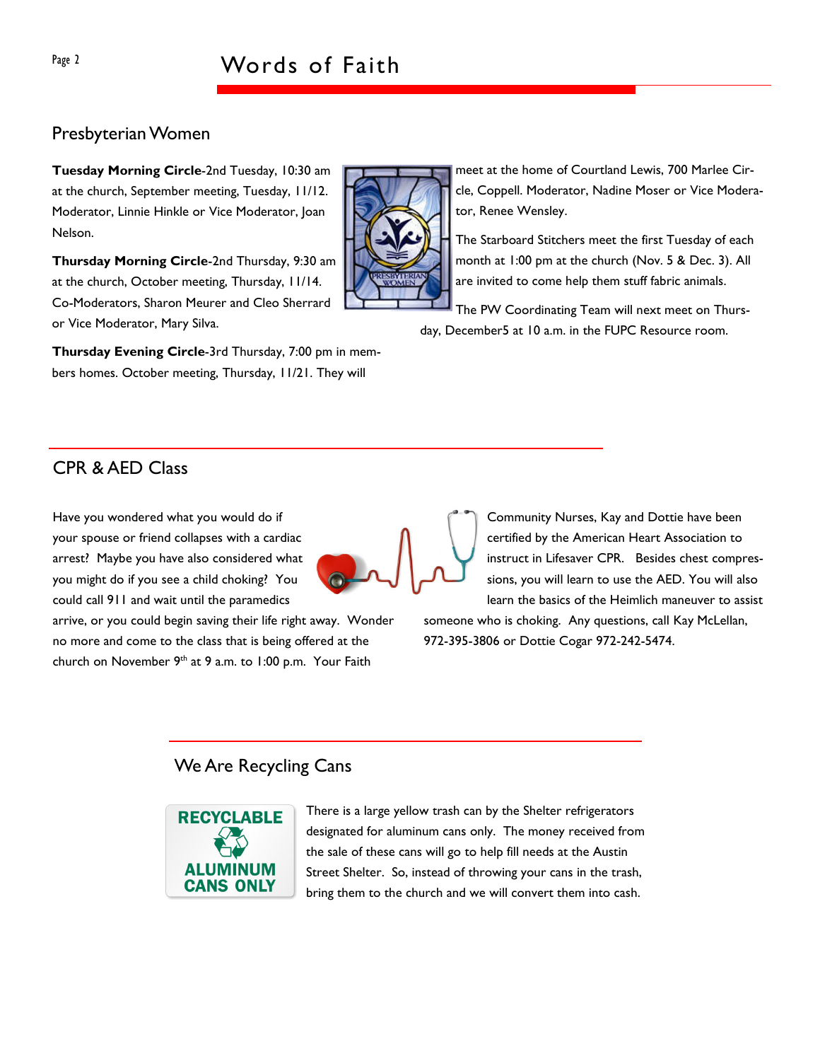## Presbyterian Women

**Tuesday Morning Circle**-2nd Tuesday, 10:30 am at the church, September meeting, Tuesday, 11/12. Moderator, Linnie Hinkle or Vice Moderator, Joan Nelson.

**Thursday Morning Circle**-2nd Thursday, 9:30 am at the church, October meeting, Thursday, 11/14. Co-Moderators, Sharon Meurer and Cleo Sherrard or Vice Moderator, Mary Silva.

**Thursday Evening Circle**-3rd Thursday, 7:00 pm in members homes. October meeting, Thursday, 11/21. They will meet at the home of Courtland Lewis, 700 Marlee Circle, Coppell. Moderator, Nadine Moser or Vice Moderator, Renee Wensley.

The Starboard Stitchers meet the first Tuesday of each month at 1:00 pm at the church (Nov. 5 & Dec. 3). All are invited to come help them stuff fabric animals.

The PW Coordinating Team will next meet on Thursday, December5 at 10 a.m. in the FUPC Resource room.

## CPR & AED Class

Have you wondered what you would do if your spouse or friend collapses with a cardiac arrest? Maybe you have also considered what you might do if you see a child choking? You could call 911 and wait until the paramedics arrive, or you could begin saving their life right away. Wonder no more and come to the class that is being offered at the church on November 9th at 9 a.m. to 1:00 p.m. Your Faith Community Nurses, Kay and Dottie have been certified by the American Heart Association to instruct in Lifesaver CPR. Besides chest compressions, you will learn to use the AED. You will also learn the basics of the Heimlich maneuver to assist someone who is choking. Any questions, call Kay McLellan, 972-395-3806 or Dottie Cogar 972-242-5474.

## We Are Recycling Cans

There is a large yellow trash can by the Shelter refrigerators designated for aluminum cans only. The money received from the sale of these cans will go to help fill needs at the Austin Street Shelter. So, instead of throwing your cans in the trash, bring them to the church and we will convert them into cash.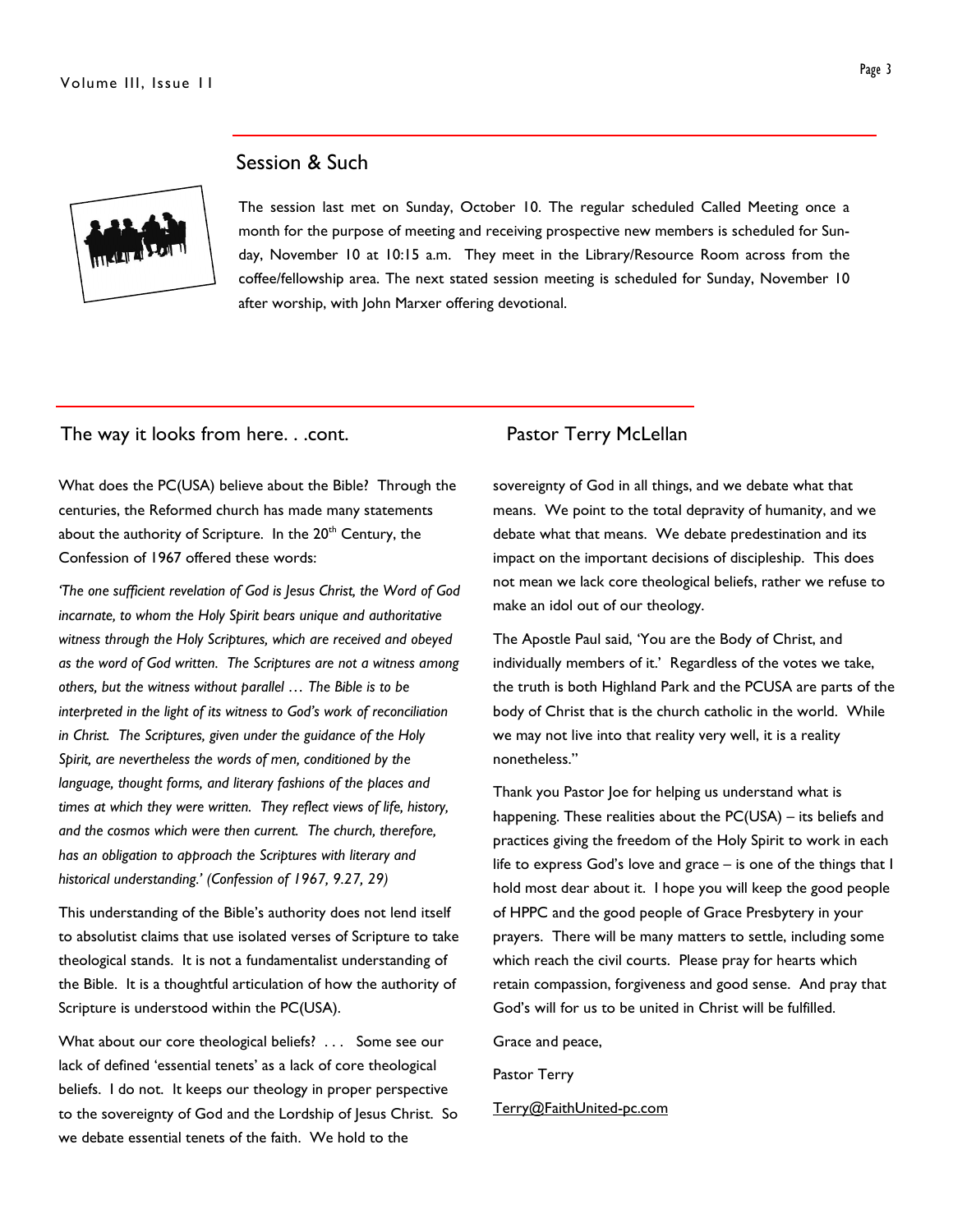## Session & Such

The session last met on Sunday, October 10. The regular scheduled Called Meeting once a month for the purpose of meeting and receiving prospective new members is scheduled for Sunday, November 10 at 10:15 a.m. They meet in the Library/Resource Room across from the coffee/fellowship area. The next stated session meeting is scheduled for Sunday, November 10 after worship, with John Marxer offering devotional.

## The way it looks from here. . .cont. Pastor Terry McLellan

What does the PC(USA) believe about the Bible? Through the centuries, the Reformed church has made many statements about the authority of Scripture. In the 20th Century, the Confession of 1967 offered these words:

*'The one sufficient revelation of God is Jesus Christ, the Word of God incarnate, to whom the Holy Spirit bears unique and authoritative witness through the Holy Scriptures, which are received and obeyed as the word of God written. The Scriptures are not a witness among others, but the witness without parallel … The Bible is to be interpreted in the light of its witness to God's work of reconciliation in Christ. The Scriptures, given under the guidance of the Holy Spirit, are nevertheless the words of men, conditioned by the language, thought forms, and literary fashions of the places and times at which they were written. They reflect views of life, history, and the cosmos which were then current. The church, therefore, has an obligation to approach the Scriptures with literary and historical understanding.' (Confession of 1967, 9.27, 29)*

This understanding of the Bible's authority does not lend itself to absolutist claims that use isolated verses of Scripture to take theological stands. It is not a fundamentalist understanding of the Bible. It is a thoughtful articulation of how the authority of Scripture is understood within the PC(USA).

What about our core theological beliefs? . . . Some see our lack of defined 'essential tenets' as a lack of core theological beliefs. I do not. It keeps our theology in proper perspective to the sovereignty of God and the Lordship of Jesus Christ. So we debate essential tenets of the faith. We hold to the sovereignty of God in all things, and we debate what that means. We point to the total depravity of humanity, and we debate what that means. We debate predestination and its impact on the important decisions of discipleship. This does not mean we lack core theological beliefs, rather we refuse to make an idol out of our theology.

The Apostle Paul said, 'You are the Body of Christ, and individually members of it.' Regardless of the votes we take, the truth is both Highland Park and the PCUSA are parts of the body of Christ that is the church catholic in the world. While we may not live into that reality very well, it is a reality nonetheless."

Thank you Pastor Joe for helping us understand what is happening. These realities about the PC(USA) – its beliefs and practices giving the freedom of the Holy Spirit to work in each life to express God's love and grace – is one of the things that I hold most dear about it. I hope you will keep the good people of HPPC and the good people of Grace Presbytery in your prayers. There will be many matters to settle, including some which reach the civil courts. Please pray for hearts which retain compassion, forgiveness and good sense. And pray that God's will for us to be united in Christ will be fulfilled.

Grace and peace,

Pastor Terry

Terry@FaithUnited-pc.com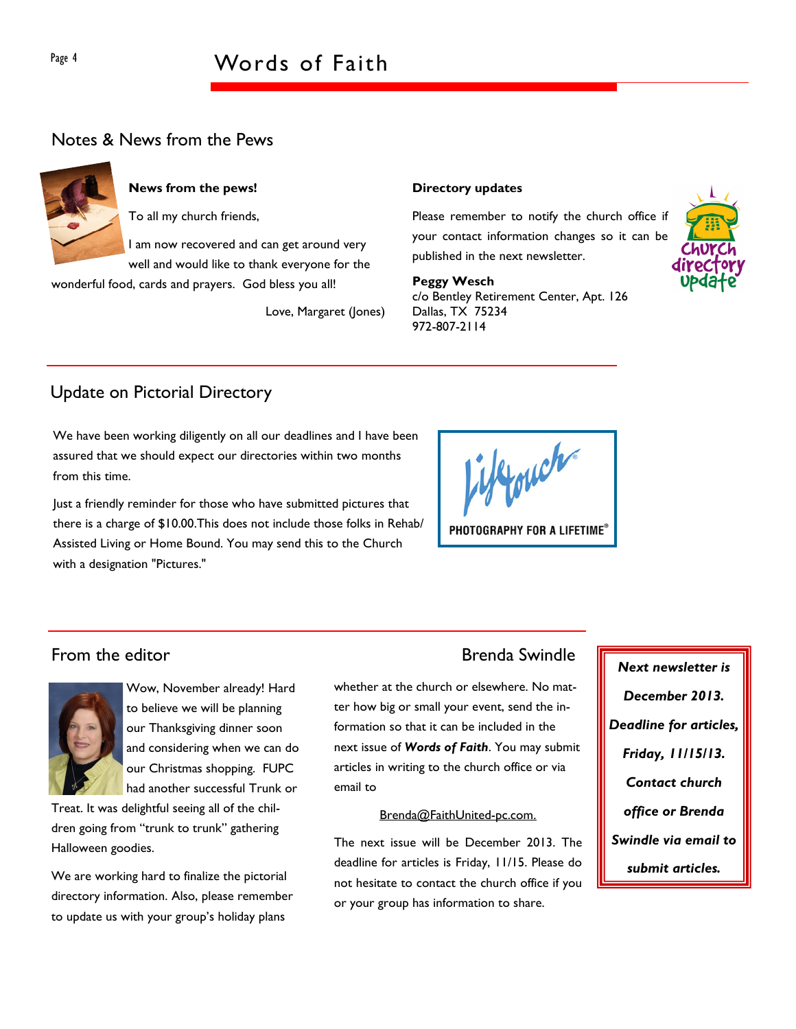## Notes & News from the Pews

**News from the pews!**

To all my church friends,

I am now recovered and can get around very well and would like to thank everyone for the wonderful food, cards and prayers. God bless you all!

Love, Margaret (Jones)

**Directory updates**

Please remember to notify the church office if your contact information changes so it can be published in the next newsletter.

**Peggy Wesch**
c/o Bentley Retirement Center, Apt. 126
Dallas, TX 75234
972-807-2114

## Update on Pictorial Directory

We have been working diligently on all our deadlines and I have been assured that we should expect our directories within two months from this time.

Just a friendly reminder for those who have submitted pictures that there is a charge of $10.00.This does not include those folks in Rehab/ Assisted Living or Home Bound. You may send this to the Church with a designation "Pictures."

## From the editor

Brenda Swindle

Wow, November already! Hard to believe we will be planning our Thanksgiving dinner soon and considering when we can do our Christmas shopping. FUPC had another successful Trunk or Treat. It was delightful seeing all of the children going from "trunk to trunk" gathering Halloween goodies.

We are working hard to finalize the pictorial directory information. Also, please remember to update us with your group's holiday plans whether at the church or elsewhere. No matter how big or small your event, send the information so that it can be included in the next issue of ***Words of Faith***. You may submit articles in writing to the church office or via email to

Brenda@FaithUnited-pc.com.

The next issue will be December 2013. The deadline for articles is Friday, 11/15. Please do not hesitate to contact the church office if you or your group has information to share.

***Next newsletter is December 2013. Deadline for articles, Friday, 11/15/13. Contact church office or Brenda Swindle via email to submit articles.***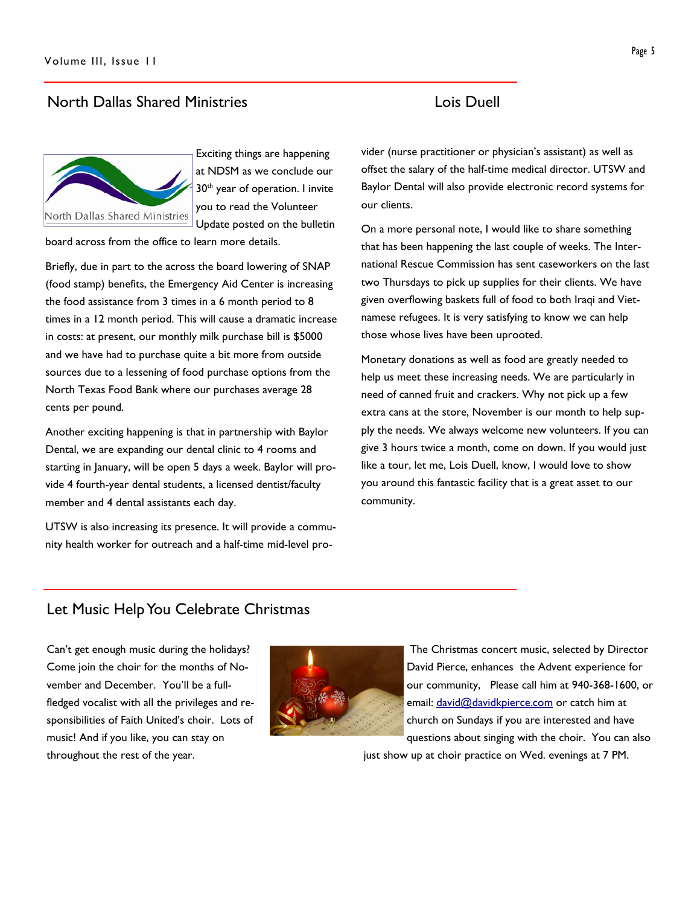## North Dallas Shared Ministries

### Lois Duell

Exciting things are happening at NDSM as we conclude our 30th year of operation. I invite you to read the Volunteer Update posted on the bulletin board across from the office to learn more details.

Briefly, due in part to the across the board lowering of SNAP (food stamp) benefits, the Emergency Aid Center is increasing the food assistance from 3 times in a 6 month period to 8 times in a 12 month period. This will cause a dramatic increase in costs: at present, our monthly milk purchase bill is $5000 and we have had to purchase quite a bit more from outside sources due to a lessening of food purchase options from the North Texas Food Bank where our purchases average 28 cents per pound.

Another exciting happening is that in partnership with Baylor Dental, we are expanding our dental clinic to 4 rooms and starting in January, will be open 5 days a week. Baylor will provide 4 fourth-year dental students, a licensed dentist/faculty member and 4 dental assistants each day.

UTSW is also increasing its presence. It will provide a community health worker for outreach and a half-time mid-level provider (nurse practitioner or physician's assistant) as well as offset the salary of the half-time medical director. UTSW and Baylor Dental will also provide electronic record systems for our clients.

On a more personal note, I would like to share something that has been happening the last couple of weeks. The International Rescue Commission has sent caseworkers on the last two Thursdays to pick up supplies for their clients. We have given overflowing baskets full of food to both Iraqi and Vietnamese refugees. It is very satisfying to know we can help those whose lives have been uprooted.

Monetary donations as well as food are greatly needed to help us meet these increasing needs. We are particularly in need of canned fruit and crackers. Why not pick up a few extra cans at the store, November is our month to help supply the needs. We always welcome new volunteers. If you can give 3 hours twice a month, come on down. If you would just like a tour, let me, Lois Duell, know, I would love to show you around this fantastic facility that is a great asset to our community.

## Let Music Help You Celebrate Christmas

Can't get enough music during the holidays? Come join the choir for the months of November and December. You'll be a full-fledged vocalist with all the privileges and responsibilities of Faith United's choir. Lots of music! And if you like, you can stay on throughout the rest of the year.

The Christmas concert music, selected by Director David Pierce, enhances the Advent experience for our community, Please call him at 940-368-1600, or email: david@davidkpierce.com or catch him at church on Sundays if you are interested and have questions about singing with the choir. You can also just show up at choir practice on Wed. evenings at 7 PM.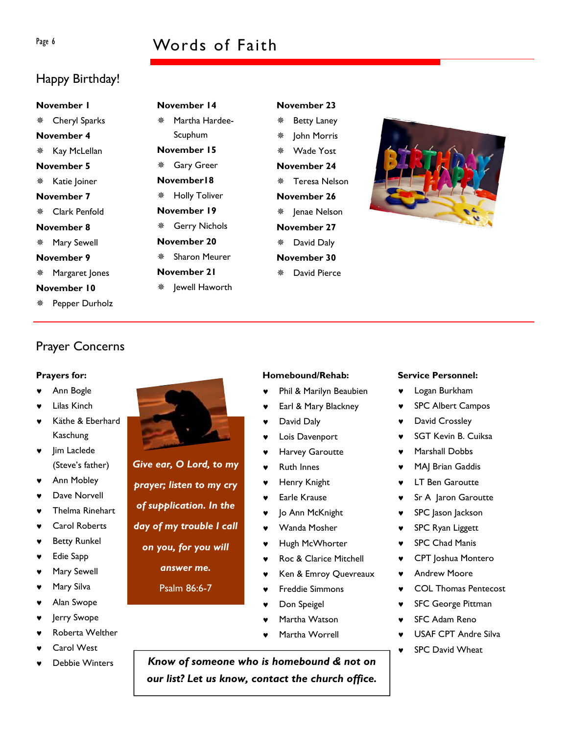# Words of Faith

## Happy Birthday!

**November 1**
- Cheryl Sparks

**November 4**
- Kay McLellan

**November 5**
- Katie Joiner

**November 7**
- Clark Penfold

**November 8**
- Mary Sewell

**November 9**
- Margaret Jones

**November 10**
- Pepper Durholz

**November 14**
- Martha Hardee-Scuphum

**November 15**
- Gary Greer

**November18**
- Holly Toliver

**November 19**
- Gerry Nichols

**November 20**
- Sharon Meurer

**November 21**
- Jewell Haworth

**November 23**
- Betty Laney
- John Morris
- Wade Yost

**November 24**
- Teresa Nelson

**November 26**
- Jenae Nelson

**November 27**
- David Daly

**November 30**
- David Pierce

## Prayer Concerns

**Prayers for:**
- Ann Bogle
- Lilas Kinch
- Käthe & Eberhard Kaschung
- Jim Laclede (Steve's father)
- Ann Mobley
- Dave Norvell
- Thelma Rinehart
- Carol Roberts
- Betty Runkel
- Edie Sapp
- Mary Sewell
- Mary Silva
- Alan Swope
- Jerry Swope
- Roberta Welther
- Carol West
- Debbie Winters

***Give ear, O Lord, to my prayer; listen to my cry of supplication. In the day of my trouble I call on you, for you will answer me.***

Psalm 86:6-7

**Homebound/Rehab:**
- Phil & Marilyn Beaubien
- Earl & Mary Blackney
- David Daly
- Lois Davenport
- Harvey Garoutte
- Ruth Innes
- Henry Knight
- Earle Krause
- Jo Ann McKnight
- Wanda Mosher
- Hugh McWhorter
- Roc & Clarice Mitchell
- Ken & Emroy Quevreaux
- Freddie Simmons
- Don Speigel
- Martha Watson
- Martha Worrell

***Know of someone who is homebound & not on our list? Let us know, contact the church office.***

**Service Personnel:**
- Logan Burkham
- SPC Albert Campos
- David Crossley
- SGT Kevin B. Cuiksa
- Marshall Dobbs
- MAJ Brian Gaddis
- LT Ben Garoutte
- Sr A Jaron Garoutte
- SPC Jason Jackson
- SPC Ryan Liggett
- SPC Chad Manis
- CPT Joshua Montero
- Andrew Moore
- COL Thomas Pentecost
- SFC George Pittman
- SFC Adam Reno
- USAF CPT Andre Silva
- SPC David Wheat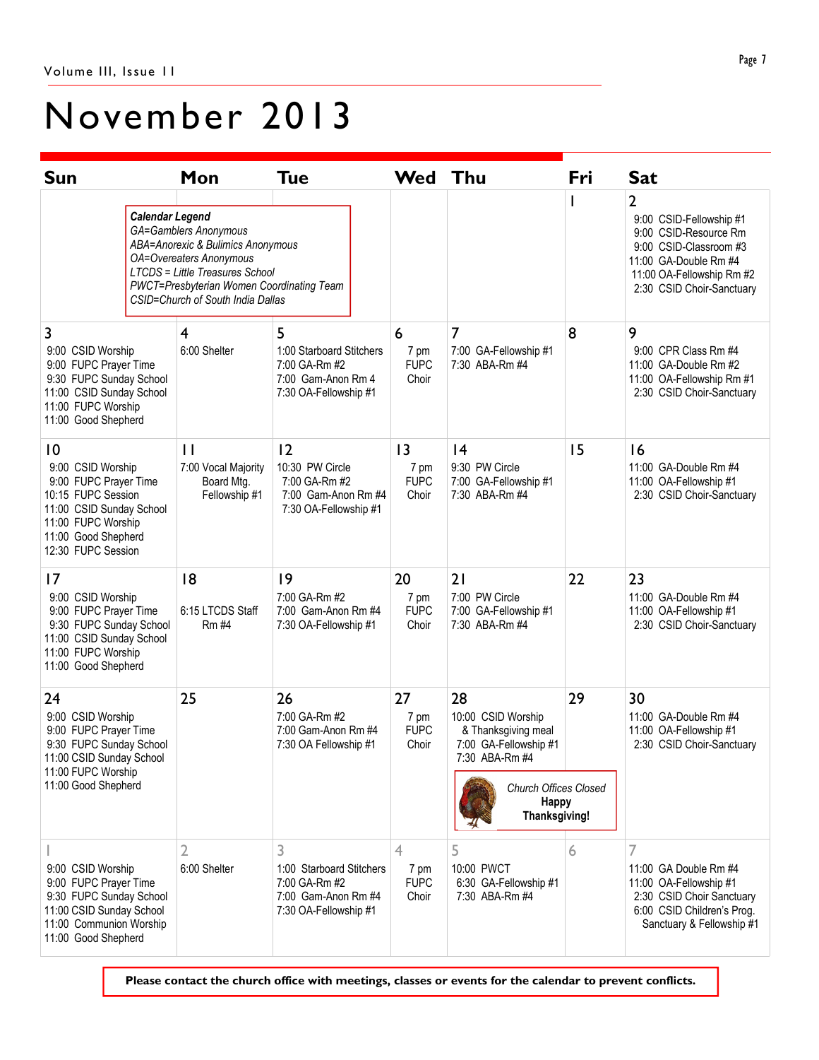# November 2013

| Sun | Mon | Tue | Wed | Thu | Fri | Sat |
|---|---|---|---|---|---|---|
| | | | | | 1 | 2<br>9:00 CSID-Fellowship #1<br>9:00 CSID-Resource Rm<br>9:00 CSID-Classroom #3<br>11:00 GA-Double Rm #4<br>11:00 OA-Fellowship Rm #2<br>2:30 CSID Choir-Sanctuary |
| 3<br>9:00 CSID Worship<br>9:00 FUPC Prayer Time<br>9:30 FUPC Sunday School<br>11:00 CSID Sunday School<br>11:00 FUPC Worship<br>11:00 Good Shepherd | 4<br>6:00 Shelter | 5<br>1:00 Starboard Stitchers<br>7:00 GA-Rm #2<br>7:00 Gam-Anon Rm 4<br>7:30 OA-Fellowship #1 | 6<br>7 pm FUPC Choir | 7<br>7:00 GA-Fellowship #1<br>7:30 ABA-Rm #4 | 8 | 9<br>9:00 CPR Class Rm #4<br>11:00 GA-Double Rm #2<br>11:00 OA-Fellowship Rm #1<br>2:30 CSID Choir-Sanctuary |
| 10<br>9:00 CSID Worship<br>9:00 FUPC Prayer Time<br>10:15 FUPC Session<br>11:00 CSID Sunday School<br>11:00 FUPC Worship<br>11:00 Good Shepherd<br>12:30 FUPC Session | 11<br>7:00 Vocal Majority Board Mtg. Fellowship #1 | 12<br>10:30 PW Circle<br>7:00 GA-Rm #2<br>7:00 Gam-Anon Rm #4<br>7:30 OA-Fellowship #1 | 13<br>7 pm FUPC Choir | 14<br>9:30 PW Circle<br>7:00 GA-Fellowship #1<br>7:30 ABA-Rm #4 | 15 | 16<br>11:00 GA-Double Rm #4<br>11:00 OA-Fellowship #1<br>2:30 CSID Choir-Sanctuary |
| 17<br>9:00 CSID Worship<br>9:00 FUPC Prayer Time<br>9:30 FUPC Sunday School<br>11:00 CSID Sunday School<br>11:00 FUPC Worship<br>11:00 Good Shepherd | 18<br>6:15 LTCDS Staff Rm #4 | 19<br>7:00 GA-Rm #2<br>7:00 Gam-Anon Rm #4<br>7:30 OA-Fellowship #1 | 20<br>7 pm FUPC Choir | 21<br>7:00 PW Circle<br>7:00 GA-Fellowship #1<br>7:30 ABA-Rm #4 | 22 | 23<br>11:00 GA-Double Rm #4<br>11:00 OA-Fellowship #1<br>2:30 CSID Choir-Sanctuary |
| 24<br>9:00 CSID Worship<br>9:00 FUPC Prayer Time<br>9:30 FUPC Sunday School<br>11:00 CSID Sunday School<br>11:00 FUPC Worship<br>11:00 Good Shepherd | 25 | 26<br>7:00 GA-Rm #2<br>7:00 Gam-Anon Rm #4<br>7:30 OA Fellowship #1 | 27<br>7 pm FUPC Choir | 28<br>10:00 CSID Worship & Thanksgiving meal<br>7:00 GA-Fellowship #1<br>7:30 ABA-Rm #4<br>*Church Offices Closed*<br>**Happy Thanksgiving!** | 29 | 30<br>11:00 GA-Double Rm #4<br>11:00 OA-Fellowship #1<br>2:30 CSID Choir-Sanctuary |
| 1<br>9:00 CSID Worship<br>9:00 FUPC Prayer Time<br>9:30 FUPC Sunday School<br>11:00 CSID Sunday School<br>11:00 Communion Worship<br>11:00 Good Shepherd | 2<br>6:00 Shelter | 3<br>1:00 Starboard Stitchers<br>7:00 GA-Rm #2<br>7:00 Gam-Anon Rm #4<br>7:30 OA-Fellowship #1 | 4<br>7 pm FUPC Choir | 5<br>10:00 PWCT<br>6:30 GA-Fellowship #1<br>7:30 ABA-Rm #4 | 6 | 7<br>11:00 GA Double Rm #4<br>11:00 OA-Fellowship #1<br>2:30 CSID Choir Sanctuary<br>6:00 CSID Children's Prog. Sanctuary & Fellowship #1 |

***Calendar Legend***
*GA=Gamblers Anonymous*
*ABA=Anorexic & Bulimics Anonymous*
*OA=Overeaters Anonymous*
*LTCDS = Little Treasures School*
*PWCT=Presbyterian Women Coordinating Team*
*CSID=Church of South India Dallas*

**Please contact the church office with meetings, classes or events for the calendar to prevent conflicts.**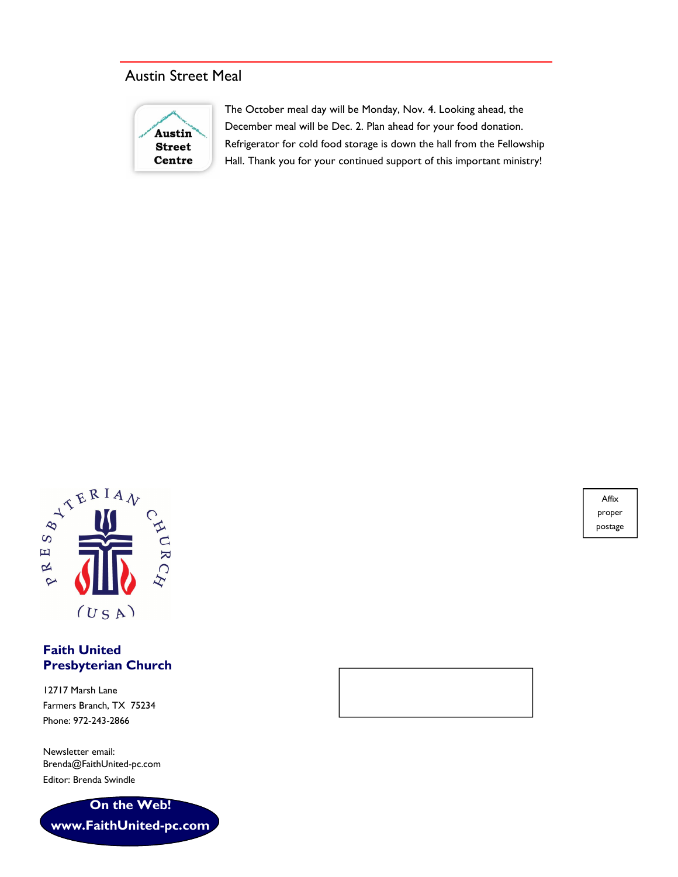## Austin Street Meal

Austin Street Centre

The October meal day will be Monday, Nov. 4. Looking ahead, the December meal will be Dec. 2. Plan ahead for your food donation. Refrigerator for cold food storage is down the hall from the Fellowship Hall. Thank you for your continued support of this important ministry!

PRESBYTERIAN CHURCH (USA)

Affix proper postage

**Faith United Presbyterian Church**

12717 Marsh Lane
Farmers Branch, TX 75234
Phone: 972-243-2866

Newsletter email:
Brenda@FaithUnited-pc.com
Editor: Brenda Swindle

**On the Web!**
**www.FaithUnited-pc.com**